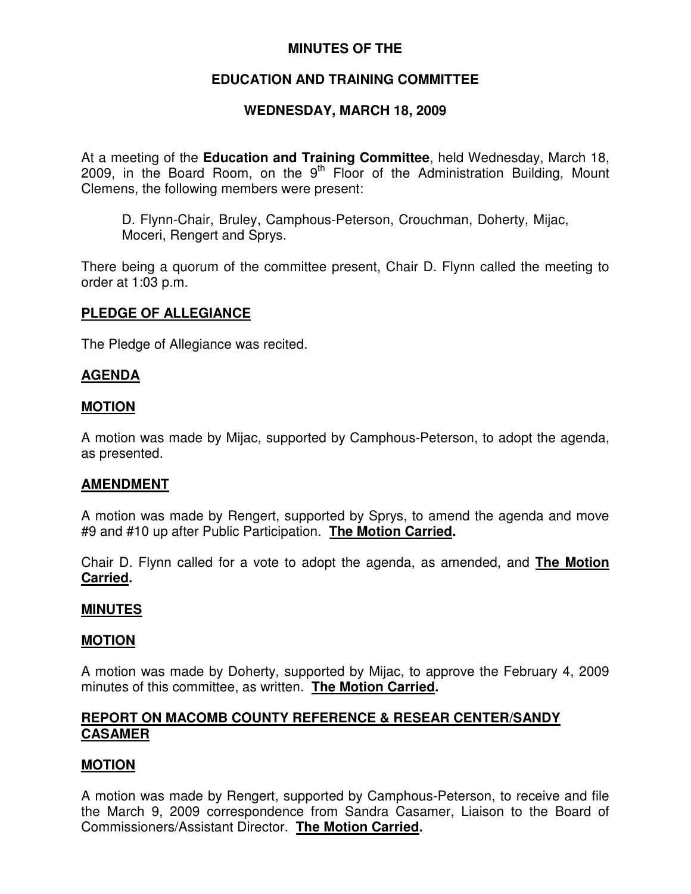# MINUTES OF THE

# EDUCATION AND TRAINING COMMITTEE

# WEDNESDAY, MARCH 18, 2009

At a meeting of the **Education and Training Committee**, held Wednesday, March 18, 2009, in the Board Room, on the 9th Floor of the Administration Building, Mount Clemens, the following members were present:

> D. Flynn-Chair, Bruley, Camphous-Peterson, Crouchman, Doherty, Mijac, Moceri, Rengert and Sprys.

There being a quorum of the committee present, Chair D. Flynn called the meeting to order at 1:03 p.m.

## PLEDGE OF ALLEGIANCE

The Pledge of Allegiance was recited.

## AGENDA

## MOTION

A motion was made by Mijac, supported by Camphous-Peterson, to adopt the agenda, as presented.

## AMENDMENT

A motion was made by Rengert, supported by Sprys, to amend the agenda and move #9 and #10 up after Public Participation. **The Motion Carried.**

Chair D. Flynn called for a vote to adopt the agenda, as amended, and **The Motion Carried.**

## MINUTES

## MOTION

A motion was made by Doherty, supported by Mijac, to approve the February 4, 2009 minutes of this committee, as written. **The Motion Carried.**

## REPORT ON MACOMB COUNTY REFERENCE & RESEAR CENTER/SANDY CASAMER

## MOTION

A motion was made by Rengert, supported by Camphous-Peterson, to receive and file the March 9, 2009 correspondence from Sandra Casamer, Liaison to the Board of Commissioners/Assistant Director. **The Motion Carried.**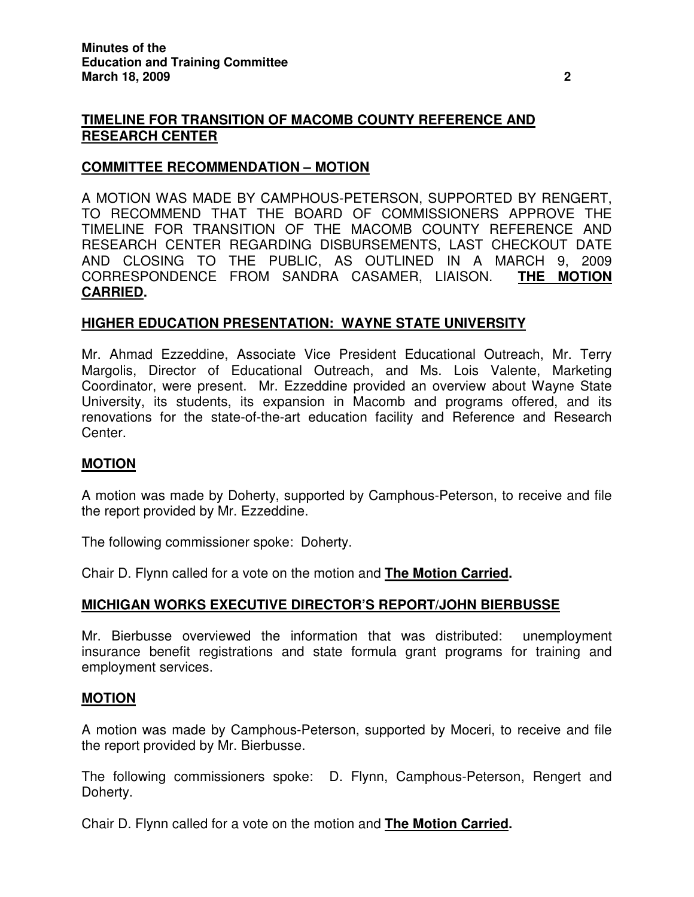**TIMELINE FOR TRANSITION OF MACOMB COUNTY REFERENCE AND RESEARCH CENTER**

**COMMITTEE RECOMMENDATION – MOTION**

A MOTION WAS MADE BY CAMPHOUS-PETERSON, SUPPORTED BY RENGERT, TO RECOMMEND THAT THE BOARD OF COMMISSIONERS APPROVE THE TIMELINE FOR TRANSITION OF THE MACOMB COUNTY REFERENCE AND RESEARCH CENTER REGARDING DISBURSEMENTS, LAST CHECKOUT DATE AND CLOSING TO THE PUBLIC, AS OUTLINED IN A MARCH 9, 2009 CORRESPONDENCE FROM SANDRA CASAMER, LIAISON. **THE MOTION CARRIED.**

**HIGHER EDUCATION PRESENTATION: WAYNE STATE UNIVERSITY**

Mr. Ahmad Ezzeddine, Associate Vice President Educational Outreach, Mr. Terry Margolis, Director of Educational Outreach, and Ms. Lois Valente, Marketing Coordinator, were present. Mr. Ezzeddine provided an overview about Wayne State University, its students, its expansion in Macomb and programs offered, and its renovations for the state-of-the-art education facility and Reference and Research Center.

**MOTION**

A motion was made by Doherty, supported by Camphous-Peterson, to receive and file the report provided by Mr. Ezzeddine.

The following commissioner spoke: Doherty.

Chair D. Flynn called for a vote on the motion and **The Motion Carried.**

**MICHIGAN WORKS EXECUTIVE DIRECTOR'S REPORT/JOHN BIERBUSSE**

Mr. Bierbusse overviewed the information that was distributed: unemployment insurance benefit registrations and state formula grant programs for training and employment services.

**MOTION**

A motion was made by Camphous-Peterson, supported by Moceri, to receive and file the report provided by Mr. Bierbusse.

The following commissioners spoke: D. Flynn, Camphous-Peterson, Rengert and Doherty.

Chair D. Flynn called for a vote on the motion and **The Motion Carried.**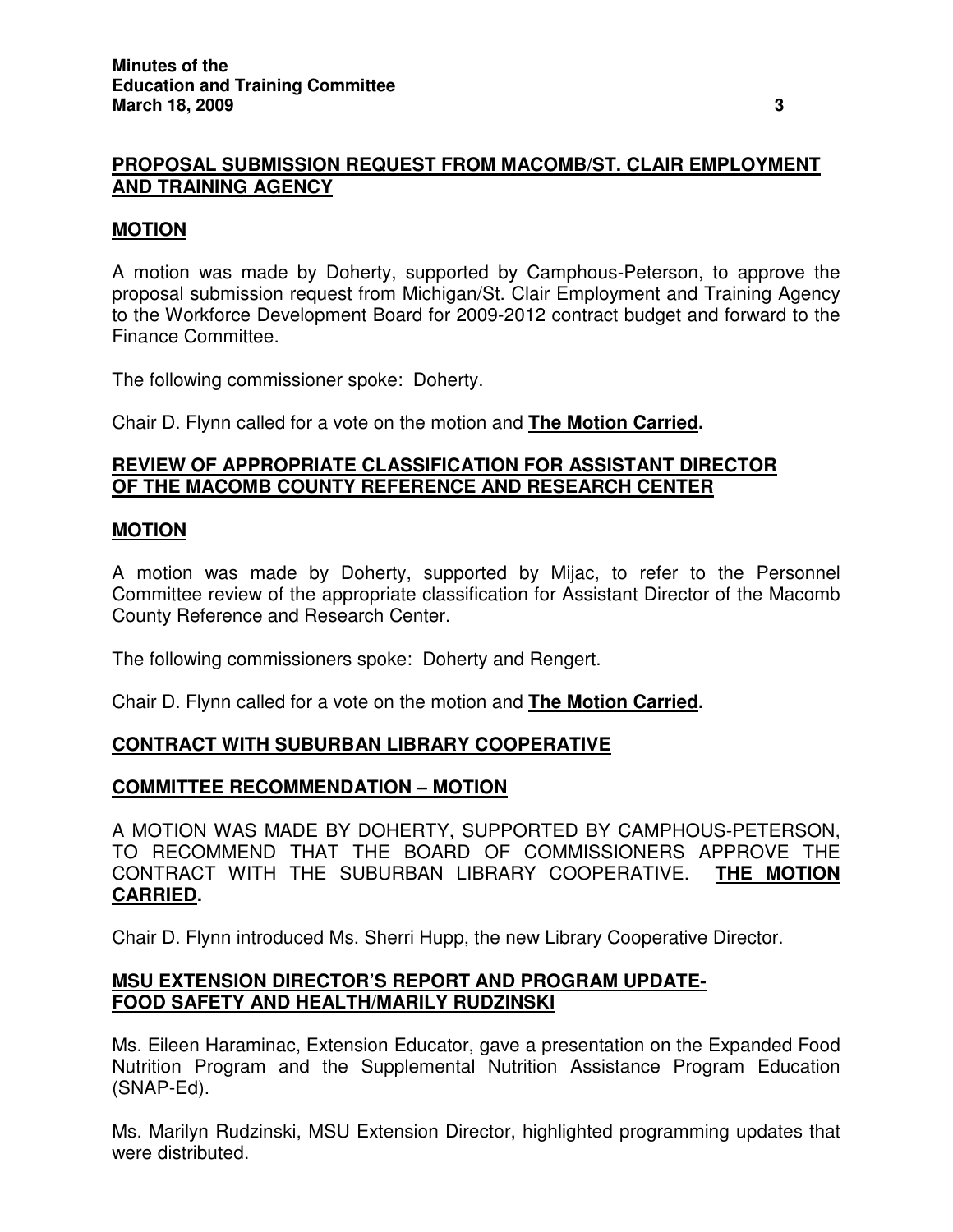## PROPOSAL SUBMISSION REQUEST FROM MACOMB/ST. CLAIR EMPLOYMENT AND TRAINING AGENCY

### MOTION

A motion was made by Doherty, supported by Camphous-Peterson, to approve the proposal submission request from Michigan/St. Clair Employment and Training Agency to the Workforce Development Board for 2009-2012 contract budget and forward to the Finance Committee.

The following commissioner spoke: Doherty.

Chair D. Flynn called for a vote on the motion and **The Motion Carried.**

## REVIEW OF APPROPRIATE CLASSIFICATION FOR ASSISTANT DIRECTOR OF THE MACOMB COUNTY REFERENCE AND RESEARCH CENTER

### MOTION

A motion was made by Doherty, supported by Mijac, to refer to the Personnel Committee review of the appropriate classification for Assistant Director of the Macomb County Reference and Research Center.

The following commissioners spoke: Doherty and Rengert.

Chair D. Flynn called for a vote on the motion and **The Motion Carried.**

## CONTRACT WITH SUBURBAN LIBRARY COOPERATIVE

### COMMITTEE RECOMMENDATION – MOTION

A MOTION WAS MADE BY DOHERTY, SUPPORTED BY CAMPHOUS-PETERSON, TO RECOMMEND THAT THE BOARD OF COMMISSIONERS APPROVE THE CONTRACT WITH THE SUBURBAN LIBRARY COOPERATIVE. **THE MOTION CARRIED.**

Chair D. Flynn introduced Ms. Sherri Hupp, the new Library Cooperative Director.

## MSU EXTENSION DIRECTOR'S REPORT AND PROGRAM UPDATE-FOOD SAFETY AND HEALTH/MARILY RUDZINSKI

Ms. Eileen Haraminac, Extension Educator, gave a presentation on the Expanded Food Nutrition Program and the Supplemental Nutrition Assistance Program Education (SNAP-Ed).

Ms. Marilyn Rudzinski, MSU Extension Director, highlighted programming updates that were distributed.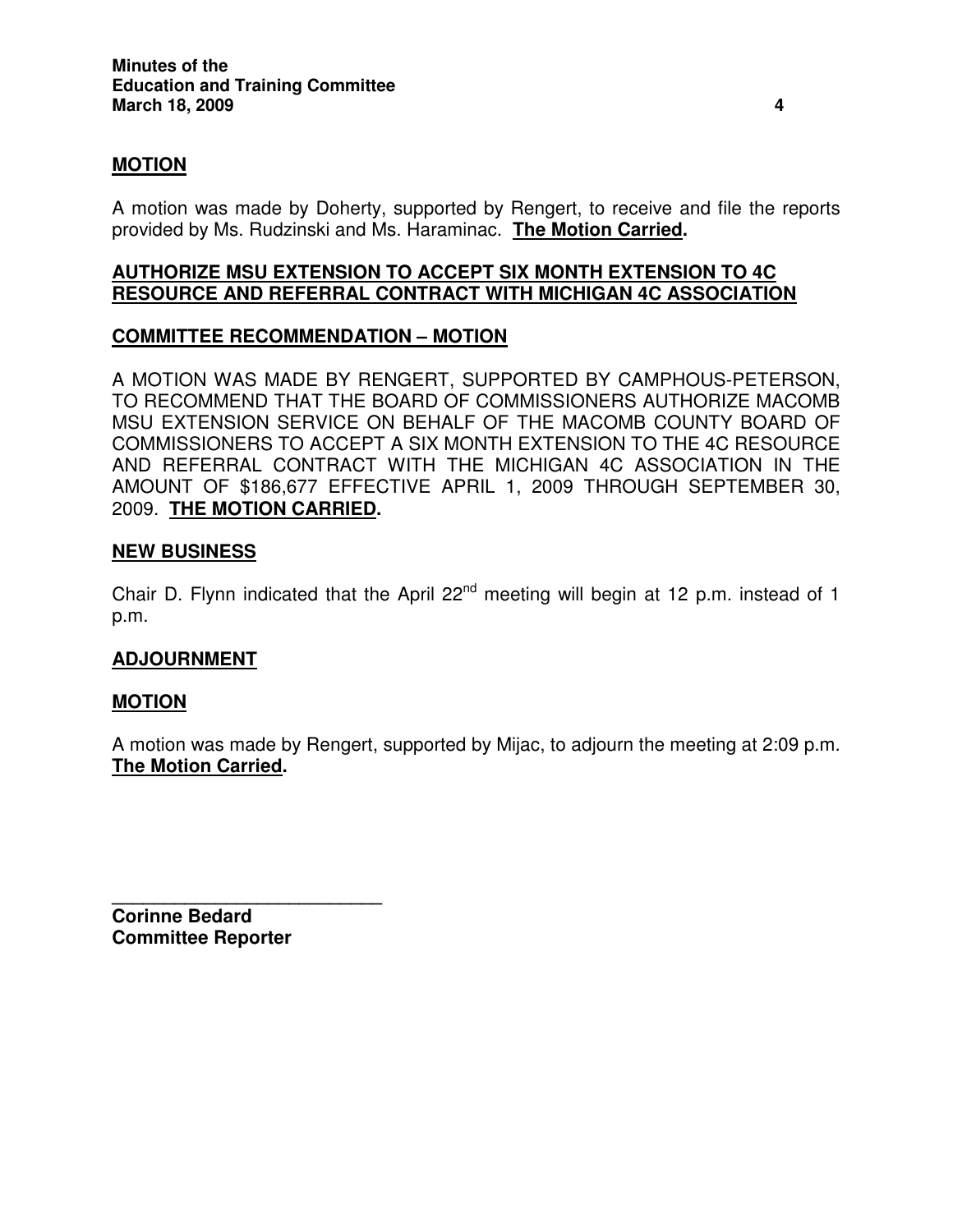**MOTION**

A motion was made by Doherty, supported by Rengert, to receive and file the reports provided by Ms. Rudzinski and Ms. Haraminac. **The Motion Carried.**

**AUTHORIZE MSU EXTENSION TO ACCEPT SIX MONTH EXTENSION TO 4C RESOURCE AND REFERRAL CONTRACT WITH MICHIGAN 4C ASSOCIATION**

**COMMITTEE RECOMMENDATION – MOTION**

A MOTION WAS MADE BY RENGERT, SUPPORTED BY CAMPHOUS-PETERSON, TO RECOMMEND THAT THE BOARD OF COMMISSIONERS AUTHORIZE MACOMB MSU EXTENSION SERVICE ON BEHALF OF THE MACOMB COUNTY BOARD OF COMMISSIONERS TO ACCEPT A SIX MONTH EXTENSION TO THE 4C RESOURCE AND REFERRAL CONTRACT WITH THE MICHIGAN 4C ASSOCIATION IN THE AMOUNT OF $186,677 EFFECTIVE APRIL 1, 2009 THROUGH SEPTEMBER 30, 2009. **THE MOTION CARRIED.**

**NEW BUSINESS**

Chair D. Flynn indicated that the April 22nd meeting will begin at 12 p.m. instead of 1 p.m.

**ADJOURNMENT**

**MOTION**

A motion was made by Rengert, supported by Mijac, to adjourn the meeting at 2:09 p.m. **The Motion Carried.**

___________________________

**Corinne Bedard**
**Committee Reporter**